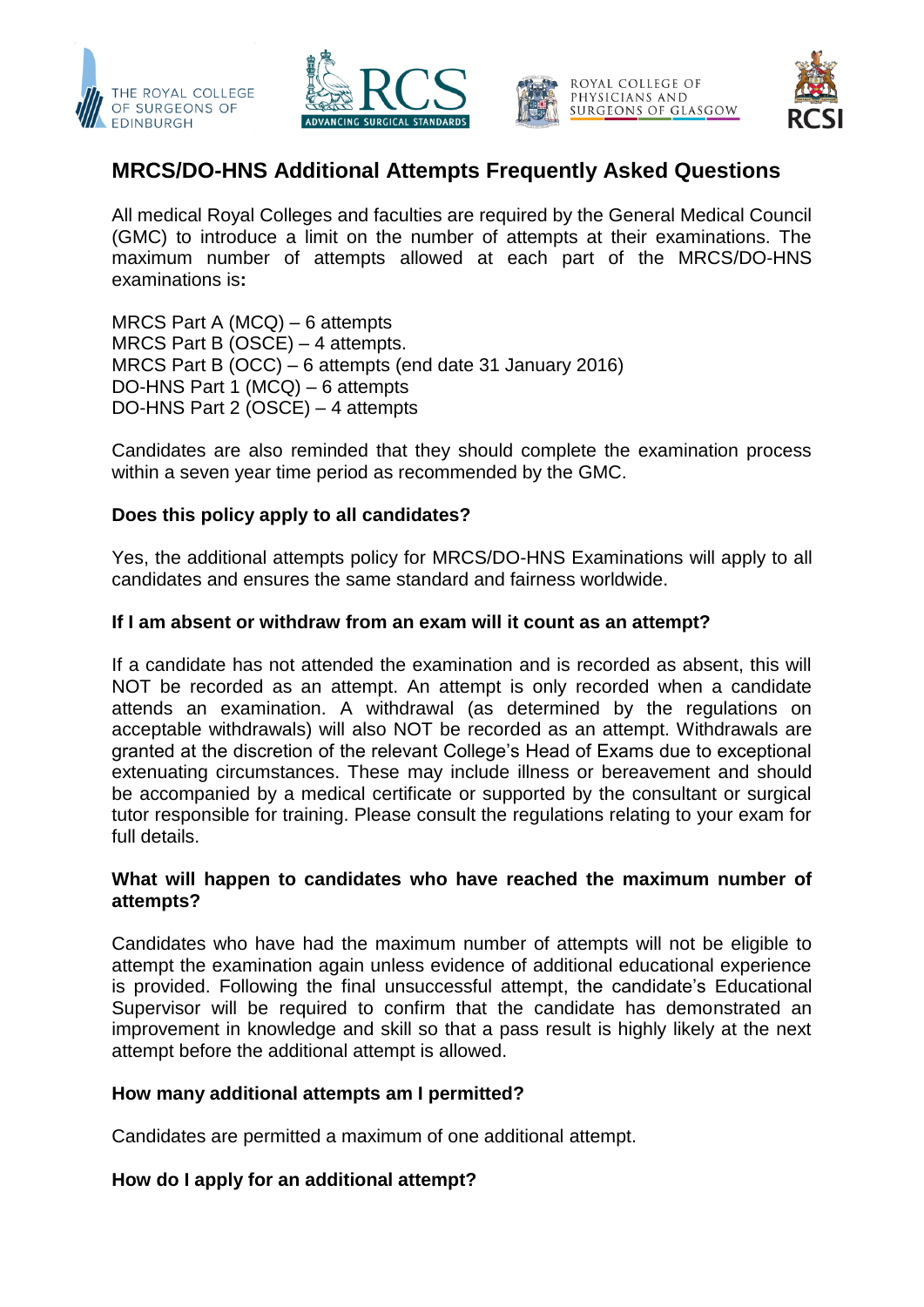# MRCS/DO-HNS Additional Attempts Frequently Asked Questions

All medical Royal Colleges and faculties are required by the General Medical Council (GMC) to introduce a limit on the number of attempts at their examinations. The maximum number of attempts allowed at each part of the MRCS/DO-HNS examinations is**:**

MRCS Part A (MCQ) – 6 attempts
MRCS Part B (OSCE) – 4 attempts.
MRCS Part B (OCC) – 6 attempts (end date 31 January 2016)
DO-HNS Part 1 (MCQ) – 6 attempts
DO-HNS Part 2 (OSCE) – 4 attempts

Candidates are also reminded that they should complete the examination process within a seven year time period as recommended by the GMC.

**Does this policy apply to all candidates?**

Yes, the additional attempts policy for MRCS/DO-HNS Examinations will apply to all candidates and ensures the same standard and fairness worldwide.

**If I am absent or withdraw from an exam will it count as an attempt?**

If a candidate has not attended the examination and is recorded as absent, this will NOT be recorded as an attempt. An attempt is only recorded when a candidate attends an examination. A withdrawal (as determined by the regulations on acceptable withdrawals) will also NOT be recorded as an attempt. Withdrawals are granted at the discretion of the relevant College's Head of Exams due to exceptional extenuating circumstances. These may include illness or bereavement and should be accompanied by a medical certificate or supported by the consultant or surgical tutor responsible for training. Please consult the regulations relating to your exam for full details.

**What will happen to candidates who have reached the maximum number of attempts?**

Candidates who have had the maximum number of attempts will not be eligible to attempt the examination again unless evidence of additional educational experience is provided. Following the final unsuccessful attempt, the candidate's Educational Supervisor will be required to confirm that the candidate has demonstrated an improvement in knowledge and skill so that a pass result is highly likely at the next attempt before the additional attempt is allowed.

**How many additional attempts am I permitted?**

Candidates are permitted a maximum of one additional attempt.

**How do I apply for an additional attempt?**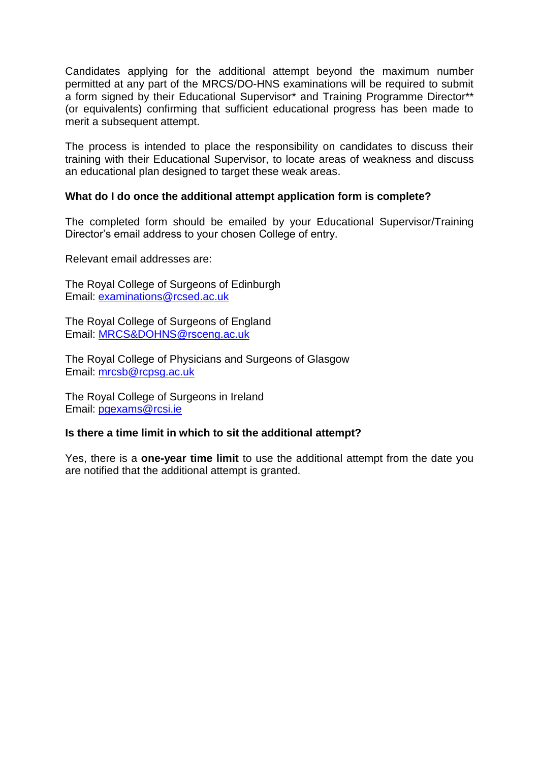Candidates applying for the additional attempt beyond the maximum number permitted at any part of the MRCS/DO-HNS examinations will be required to submit a form signed by their Educational Supervisor* and Training Programme Director** (or equivalents) confirming that sufficient educational progress has been made to merit a subsequent attempt.

The process is intended to place the responsibility on candidates to discuss their training with their Educational Supervisor, to locate areas of weakness and discuss an educational plan designed to target these weak areas.

**What do I do once the additional attempt application form is complete?**

The completed form should be emailed by your Educational Supervisor/Training Director's email address to your chosen College of entry.

Relevant email addresses are:

The Royal College of Surgeons of Edinburgh
Email: examinations@rcsed.ac.uk

The Royal College of Surgeons of England
Email: MRCS&DOHNS@rsceng.ac.uk

The Royal College of Physicians and Surgeons of Glasgow
Email: mrcsb@rcpsg.ac.uk

The Royal College of Surgeons in Ireland
Email: pgexams@rcsi.ie

**Is there a time limit in which to sit the additional attempt?**

Yes, there is a **one-year time limit** to use the additional attempt from the date you are notified that the additional attempt is granted.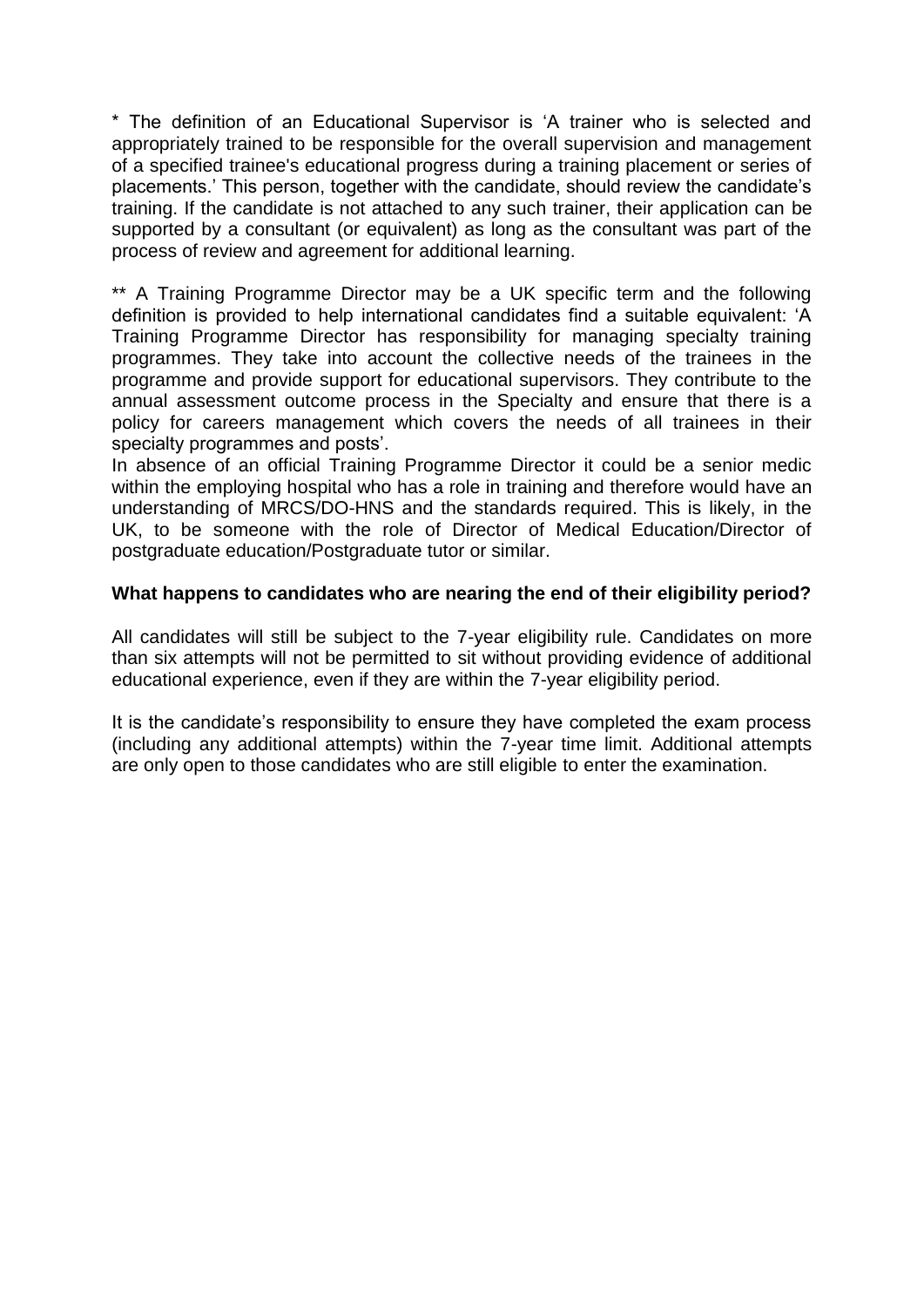* The definition of an Educational Supervisor is 'A trainer who is selected and appropriately trained to be responsible for the overall supervision and management of a specified trainee's educational progress during a training placement or series of placements.' This person, together with the candidate, should review the candidate's training. If the candidate is not attached to any such trainer, their application can be supported by a consultant (or equivalent) as long as the consultant was part of the process of review and agreement for additional learning.

** A Training Programme Director may be a UK specific term and the following definition is provided to help international candidates find a suitable equivalent: 'A Training Programme Director has responsibility for managing specialty training programmes. They take into account the collective needs of the trainees in the programme and provide support for educational supervisors. They contribute to the annual assessment outcome process in the Specialty and ensure that there is a policy for careers management which covers the needs of all trainees in their specialty programmes and posts'.
In absence of an official Training Programme Director it could be a senior medic within the employing hospital who has a role in training and therefore would have an understanding of MRCS/DO-HNS and the standards required. This is likely, in the UK, to be someone with the role of Director of Medical Education/Director of postgraduate education/Postgraduate tutor or similar.

**What happens to candidates who are nearing the end of their eligibility period?**

All candidates will still be subject to the 7-year eligibility rule. Candidates on more than six attempts will not be permitted to sit without providing evidence of additional educational experience, even if they are within the 7-year eligibility period.

It is the candidate's responsibility to ensure they have completed the exam process (including any additional attempts) within the 7-year time limit. Additional attempts are only open to those candidates who are still eligible to enter the examination.